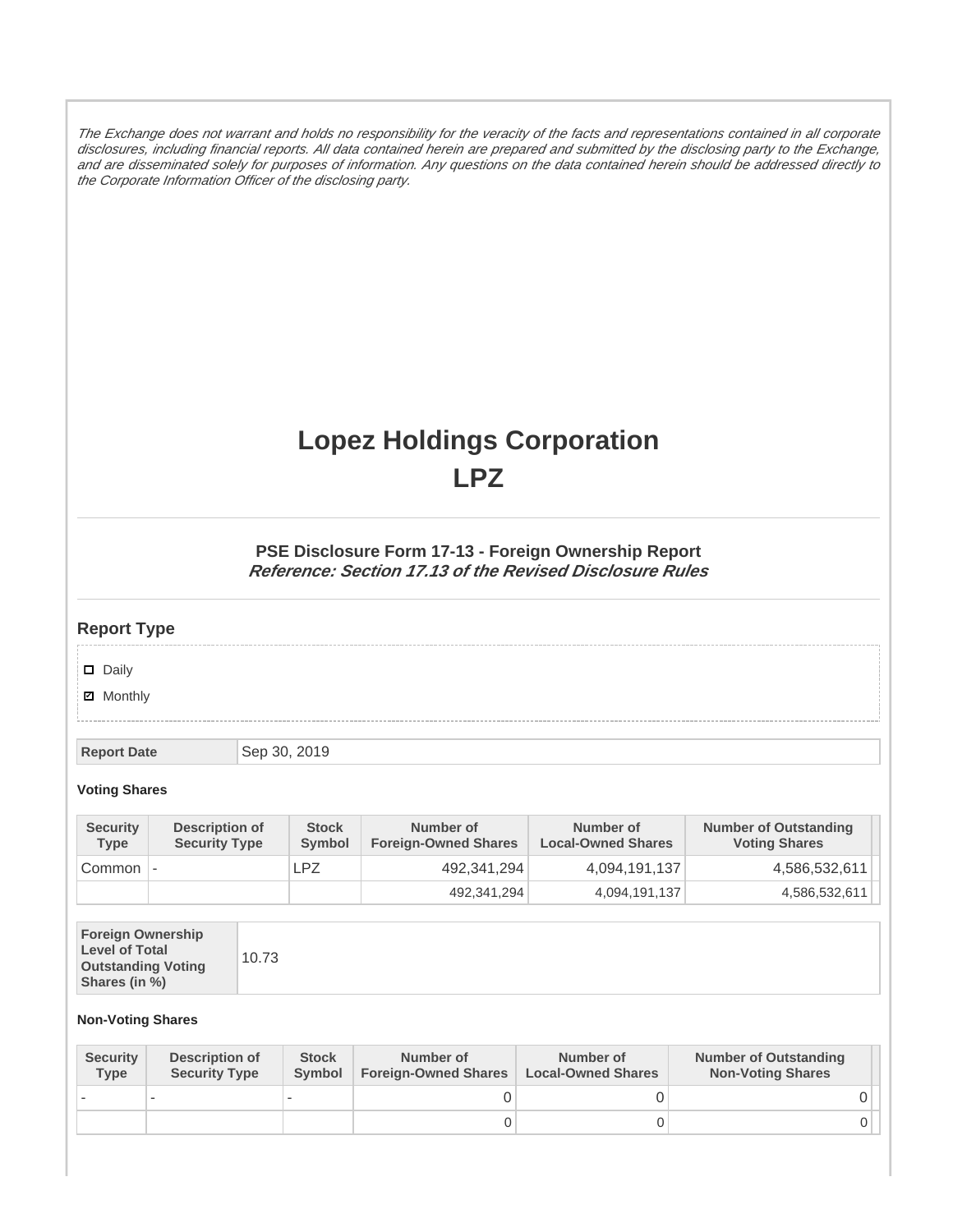*The Exchange does not warrant and holds no responsibility for the veracity of the facts and representations contained in all corporate disclosures, including financial reports. All data contained herein are prepared and submitted by the disclosing party to the Exchange, and are disseminated solely for purposes of information. Any questions on the data contained herein should be addressed directly to the Corporate Information Officer of the disclosing party.*

# Lopez Holdings Corporation
# LPZ

### PSE Disclosure Form 17-13 - Foreign Ownership Report
***Reference: Section 17.13 of the Revised Disclosure Rules***

## Report Type

- [ ] Daily
- [x] Monthly

| Report Date | Sep 30, 2019 |
|---|---|

**Voting Shares**

| Security Type | Description of Security Type | Stock Symbol | Number of Foreign-Owned Shares | Number of Local-Owned Shares | Number of Outstanding Voting Shares |
|---|---|---|---|---|---|
| Common | - | LPZ | 492,341,294 | 4,094,191,137 | 4,586,532,611 |
| | | | 492,341,294 | 4,094,191,137 | 4,586,532,611 |

| Foreign Ownership Level of Total Outstanding Voting Shares (in %) | 10.73 |
|---|---|

**Non-Voting Shares**

| Security Type | Description of Security Type | Stock Symbol | Number of Foreign-Owned Shares | Number of Local-Owned Shares | Number of Outstanding Non-Voting Shares |
|---|---|---|---|---|---|
| - | - | - | 0 | 0 | 0 |
| | | | 0 | 0 | 0 |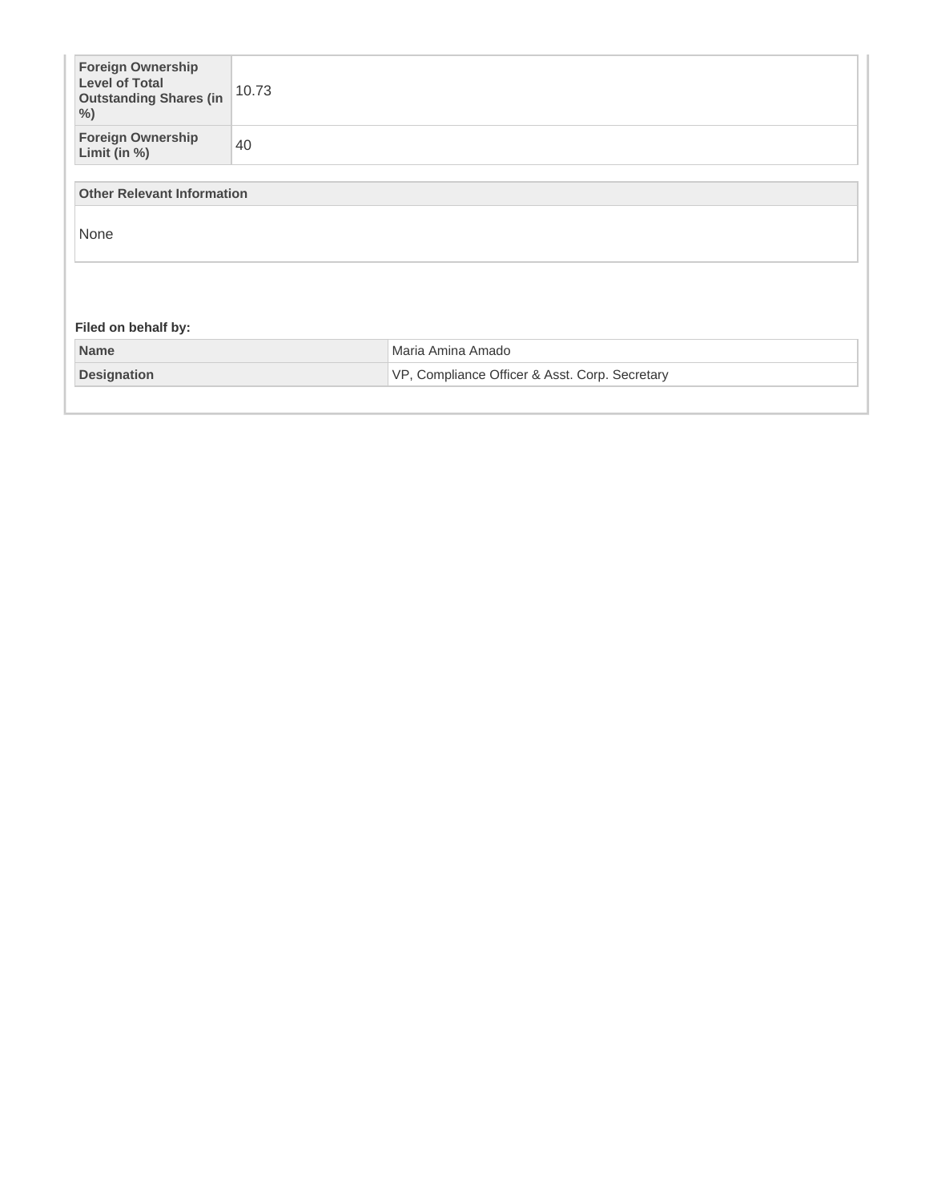| | |
|---|---|
| **Foreign Ownership Level of Total Outstanding Shares (in %)** | 10.73 |
| **Foreign Ownership Limit (in %)** | 40 |

| **Other Relevant Information** |
|---|
| None |

**Filed on behalf by:**

| | |
|---|---|
| **Name** | Maria Amina Amado |
| **Designation** | VP, Compliance Officer & Asst. Corp. Secretary |